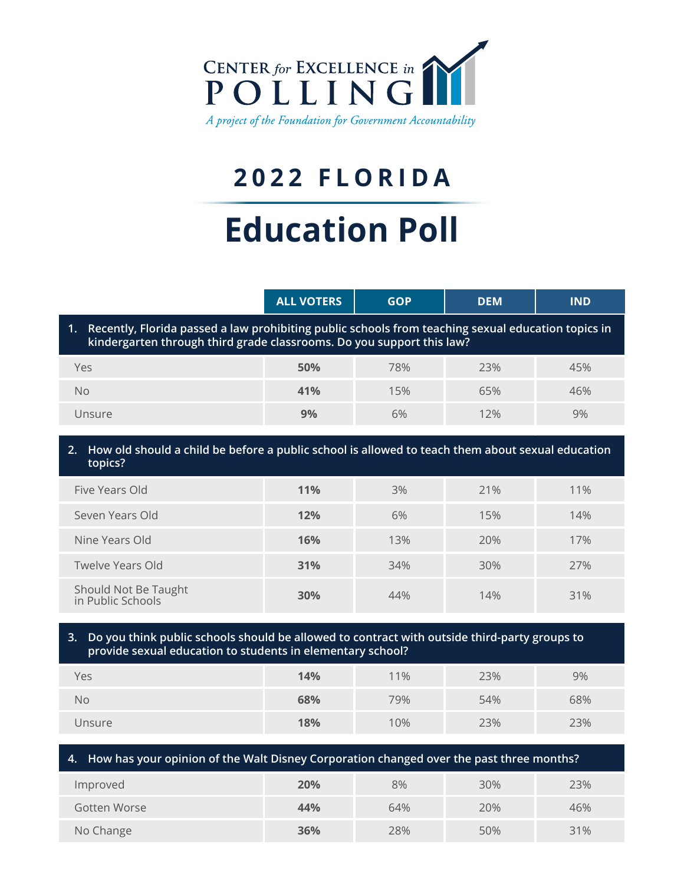CENTER *for* EXCELLENCE *in* POLLING

*A project of the Foundation for Government Accountability*

# 2022 FLORIDA

# Education Poll

| | ALL VOTERS | GOP | DEM | IND |
|---|---|---|---|---|
| **1. Recently, Florida passed a law prohibiting public schools from teaching sexual education topics in kindergarten through third grade classrooms. Do you support this law?** | | | | |
| Yes | **50%** | 78% | 23% | 45% |
| No | **41%** | 15% | 65% | 46% |
| Unsure | **9%** | 6% | 12% | 9% |
| **2. How old should a child be before a public school is allowed to teach them about sexual education topics?** | | | | |
| Five Years Old | **11%** | 3% | 21% | 11% |
| Seven Years Old | **12%** | 6% | 15% | 14% |
| Nine Years Old | **16%** | 13% | 20% | 17% |
| Twelve Years Old | **31%** | 34% | 30% | 27% |
| Should Not Be Taught in Public Schools | **30%** | 44% | 14% | 31% |
| **3. Do you think public schools should be allowed to contract with outside third-party groups to provide sexual education to students in elementary school?** | | | | |
| Yes | **14%** | 11% | 23% | 9% |
| No | **68%** | 79% | 54% | 68% |
| Unsure | **18%** | 10% | 23% | 23% |
| **4. How has your opinion of the Walt Disney Corporation changed over the past three months?** | | | | |
| Improved | **20%** | 8% | 30% | 23% |
| Gotten Worse | **44%** | 64% | 20% | 46% |
| No Change | **36%** | 28% | 50% | 31% |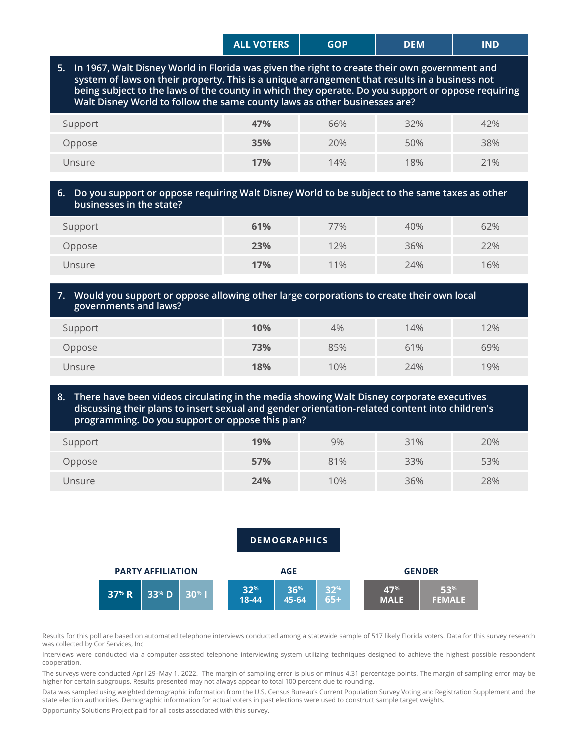| | ALL VOTERS | GOP | DEM | IND |
|---|---|---|---|---|
| **5. In 1967, Walt Disney World in Florida was given the right to create their own government and system of laws on their property. This is a unique arrangement that results in a business not being subject to the laws of the county in which they operate. Do you support or oppose requiring Walt Disney World to follow the same county laws as other businesses are?** | | | | |
| Support | **47%** | 66% | 32% | 42% |
| Oppose | **35%** | 20% | 50% | 38% |
| Unsure | **17%** | 14% | 18% | 21% |
| **6. Do you support or oppose requiring Walt Disney World to be subject to the same taxes as other businesses in the state?** | | | | |
| Support | **61%** | 77% | 40% | 62% |
| Oppose | **23%** | 12% | 36% | 22% |
| Unsure | **17%** | 11% | 24% | 16% |
| **7. Would you support or oppose allowing other large corporations to create their own local governments and laws?** | | | | |
| Support | **10%** | 4% | 14% | 12% |
| Oppose | **73%** | 85% | 61% | 69% |
| Unsure | **18%** | 10% | 24% | 19% |
| **8. There have been videos circulating in the media showing Walt Disney corporate executives discussing their plans to insert sexual and gender orientation-related content into children's programming. Do you support or oppose this plan?** | | | | |
| Support | **19%** | 9% | 31% | 20% |
| Oppose | **57%** | 81% | 33% | 53% |
| Unsure | **24%** | 10% | 36% | 28% |

## DEMOGRAPHICS

**PARTY AFFILIATION**

37% R | 33% D | 30% I

**AGE**

32% 18-44 | 36% 45-64 | 32% 65+

**GENDER**

47% MALE | 53% FEMALE

Results for this poll are based on automated telephone interviews conducted among a statewide sample of 517 likely Florida voters. Data for this survey research was collected by Cor Services, Inc.

Interviews were conducted via a computer-assisted telephone interviewing system utilizing techniques designed to achieve the highest possible respondent cooperation.

The surveys were conducted April 29–May 1, 2022. The margin of sampling error is plus or minus 4.31 percentage points. The margin of sampling error may be higher for certain subgroups. Results presented may not always appear to total 100 percent due to rounding.

Data was sampled using weighted demographic information from the U.S. Census Bureau's Current Population Survey Voting and Registration Supplement and the state election authorities. Demographic information for actual voters in past elections were used to construct sample target weights.

Opportunity Solutions Project paid for all costs associated with this survey.